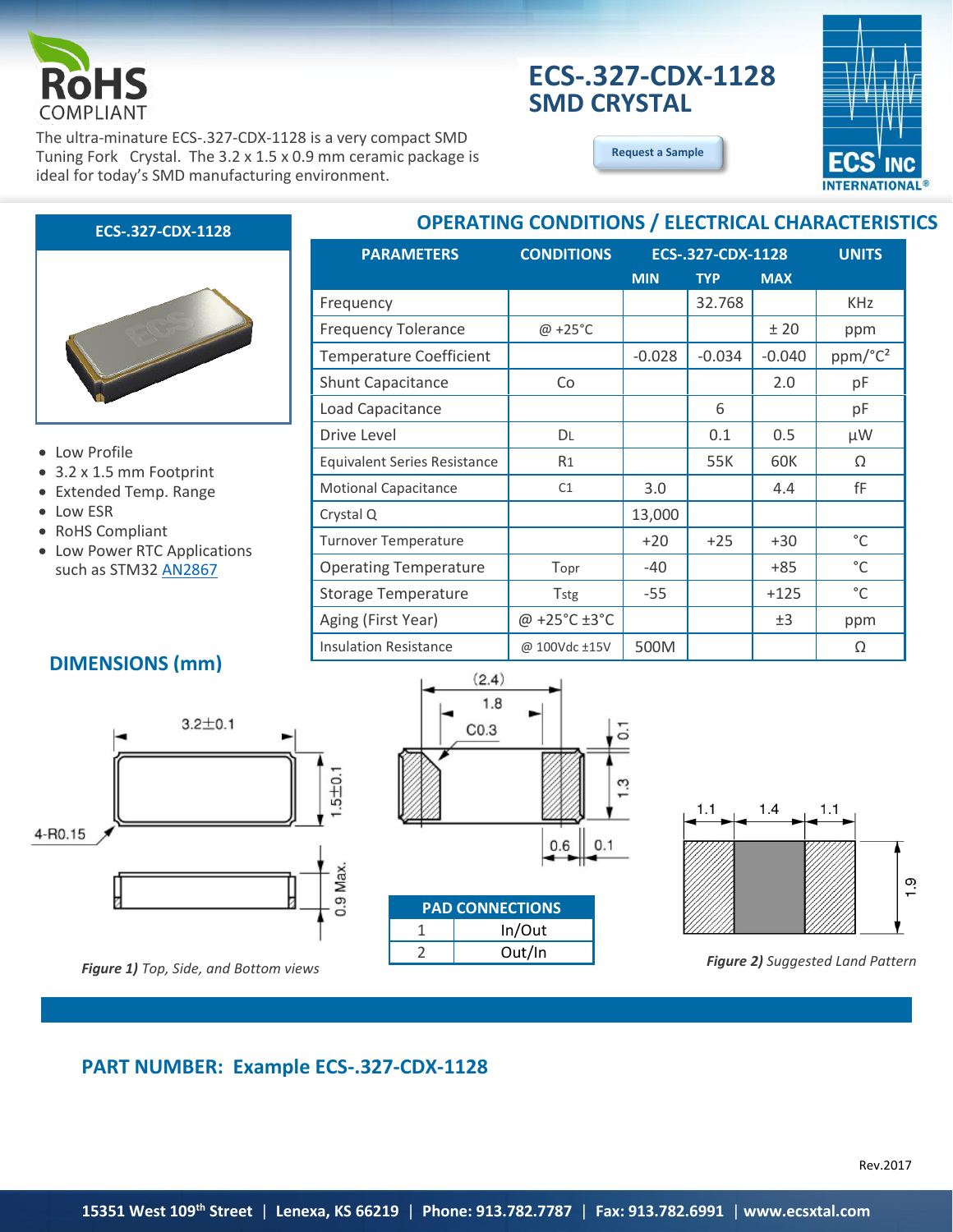# ECS-.327-CDX-1128
## SMD CRYSTAL

The ultra-minature ECS-.327-CDX-1128 is a very compact SMD Tuning Fork Crystal. The 3.2 x 1.5 x 0.9 mm ceramic package is ideal for today's SMD manufacturing environment.

Request a Sample

### ECS-.327-CDX-1128

- Low Profile
- 3.2 x 1.5 mm Footprint
- Extended Temp. Range
- Low ESR
- RoHS Compliant
- Low Power RTC Applications such as STM32 AN2867

## OPERATING CONDITIONS / ELECTRICAL CHARACTERISTICS

| PARAMETERS | CONDITIONS | ECS-.327-CDX-1128 | | | UNITS |
|---|---|---|---|---|---|
| | | MIN | TYP | MAX | |
| Frequency | | | 32.768 | | KHz |
| Frequency Tolerance | @ +25°C | | | ± 20 | ppm |
| Temperature Coefficient | | -0.028 | -0.034 | -0.040 | ppm/°C² |
| Shunt Capacitance | Co | | | 2.0 | pF |
| Load Capacitance | | | 6 | | pF |
| Drive Level | DL | | 0.1 | 0.5 | µW |
| Equivalent Series Resistance | R1 | | 55K | 60K | Ω |
| Motional Capacitance | C1 | 3.0 | | 4.4 | fF |
| Crystal Q | | 13,000 | | | |
| Turnover Temperature | | +20 | +25 | +30 | °C |
| Operating Temperature | Topr | -40 | | +85 | °C |
| Storage Temperature | Tstg | -55 | | +125 | °C |
| Aging (First Year) | @ +25°C ±3°C | | | ±3 | ppm |
| Insulation Resistance | @ 100Vdc ±15V | 500M | | | Ω |

## DIMENSIONS (mm)

3.2±0.1
1.5±0.1
4-R0.15
0.9 Max.

*Figure 1) Top, Side, and Bottom views*

(2.4)
1.8
C0.3
0.1
1.3
0.6
0.1

| PAD CONNECTIONS | |
|---|---|
| 1 | In/Out |
| 2 | Out/In |

1.1
1.4
1.1
1.9

*Figure 2) Suggested Land Pattern*

## PART NUMBER: Example ECS-.327-CDX-1128

Rev.2017

15351 West 109th Street | Lenexa, KS 66219 | Phone: 913.782.7787 | Fax: 913.782.6991 | www.ecsxtal.com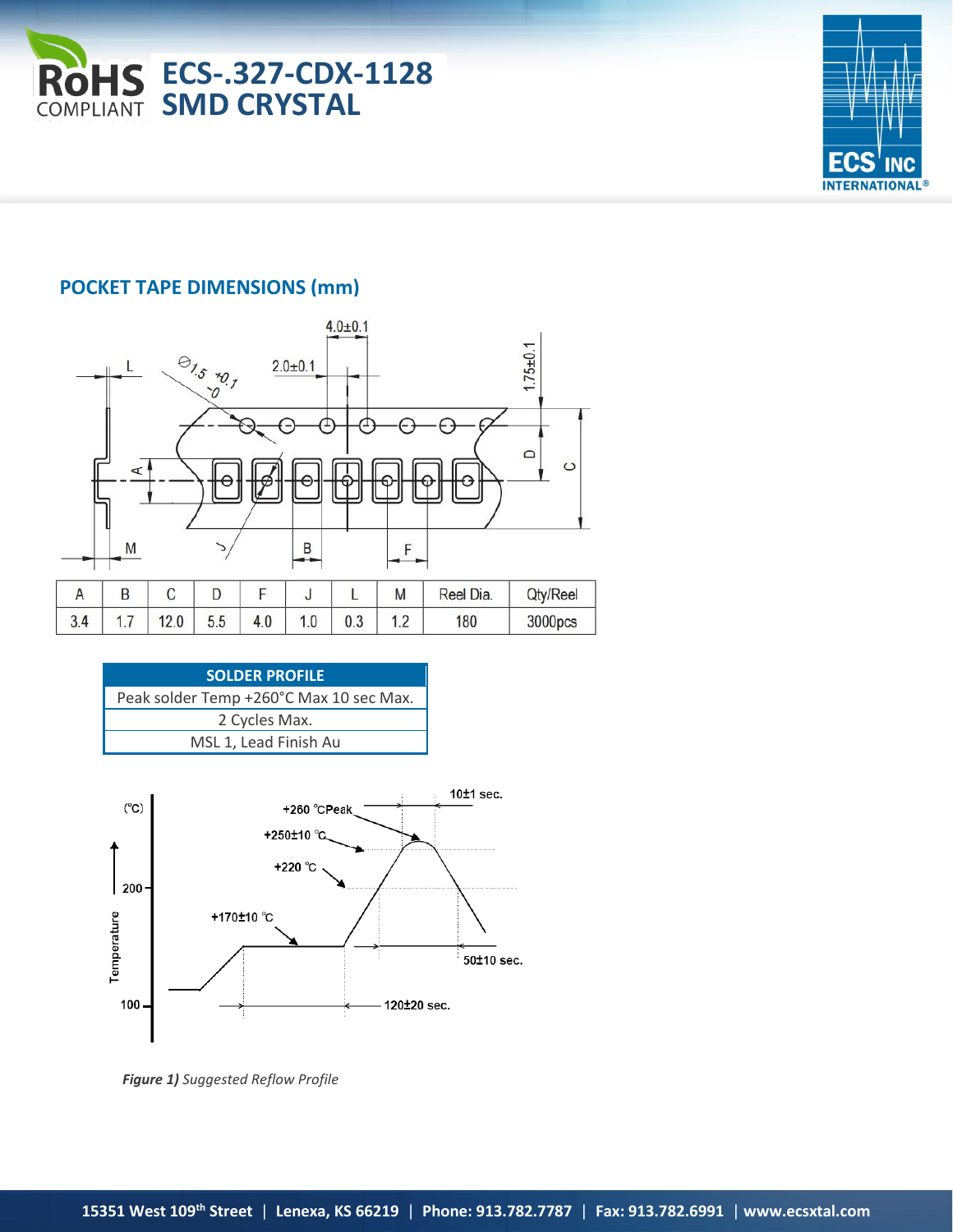# ECS-.327-CDX-1128 SMD CRYSTAL

## POCKET TAPE DIMENSIONS (mm)

4.0±0.1

Ø1.5 +0.1 -0

2.0±0.1

1.75±0.1

L

A

D

C

M

J

B

F

| A | B | C | D | F | J | L | M | Reel Dia. | Qty/Reel |
|---|---|---|---|---|---|---|---|---|---|
| 3.4 | 1.7 | 12.0 | 5.5 | 4.0 | 1.0 | 0.3 | 1.2 | 180 | 3000pcs |

| SOLDER PROFILE |
|---|
| Peak solder Temp +260°C Max 10 sec Max. |
| 2 Cycles Max. |
| MSL 1, Lead Finish Au |

(℃)

Temperature

200

100

10±1 sec.

+260 ℃Peak

+250±10 ℃

+220 ℃

+170±10 ℃

50±10 sec.

120±20 sec.

***Figure 1)*** *Suggested Reflow Profile*